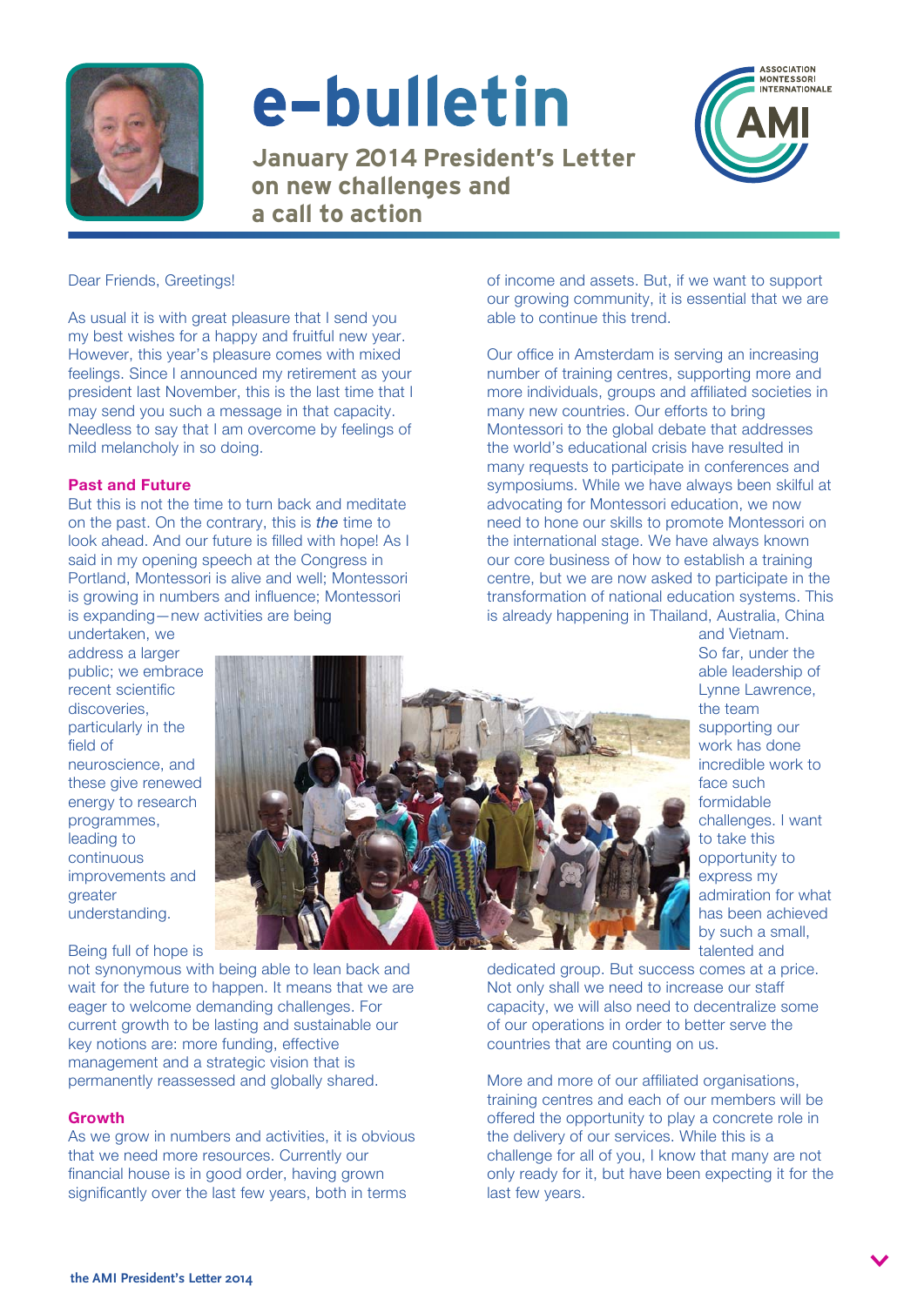# e-bulletin

## January 2014 President's Letter on new challenges and a call to action

Dear Friends, Greetings!

As usual it is with great pleasure that I send you my best wishes for a happy and fruitful new year. However, this year's pleasure comes with mixed feelings. Since I announced my retirement as your president last November, this is the last time that I may send you such a message in that capacity. Needless to say that I am overcome by feelings of mild melancholy in so doing.

### Past and Future

But this is not the time to turn back and meditate on the past. On the contrary, this is *the* time to look ahead. And our future is filled with hope! As I said in my opening speech at the Congress in Portland, Montessori is alive and well; Montessori is growing in numbers and influence; Montessori is expanding—new activities are being undertaken, we address a larger public; we embrace recent scientific discoveries, particularly in the field of neuroscience, and these give renewed energy to research programmes, leading to continuous improvements and greater understanding.

Being full of hope is not synonymous with being able to lean back and wait for the future to happen. It means that we are eager to welcome demanding challenges. For current growth to be lasting and sustainable our key notions are: more funding, effective management and a strategic vision that is permanently reassessed and globally shared.

### Growth

As we grow in numbers and activities, it is obvious that we need more resources. Currently our financial house is in good order, having grown significantly over the last few years, both in terms of income and assets. But, if we want to support our growing community, it is essential that we are able to continue this trend.

Our office in Amsterdam is serving an increasing number of training centres, supporting more and more individuals, groups and affiliated societies in many new countries. Our efforts to bring Montessori to the global debate that addresses the world's educational crisis have resulted in many requests to participate in conferences and symposiums. While we have always been skilful at advocating for Montessori education, we now need to hone our skills to promote Montessori on the international stage. We have always known our core business of how to establish a training centre, but we are now asked to participate in the transformation of national education systems. This is already happening in Thailand, Australia, China and Vietnam.

So far, under the able leadership of Lynne Lawrence, the team supporting our work has done incredible work to face such formidable challenges. I want to take this opportunity to express my admiration for what has been achieved by such a small, talented and dedicated group. But success comes at a price. Not only shall we need to increase our staff capacity, we will also need to decentralize some of our operations in order to better serve the countries that are counting on us.

More and more of our affiliated organisations, training centres and each of our members will be offered the opportunity to play a concrete role in the delivery of our services. While this is a challenge for all of you, I know that many are not only ready for it, but have been expecting it for the last few years.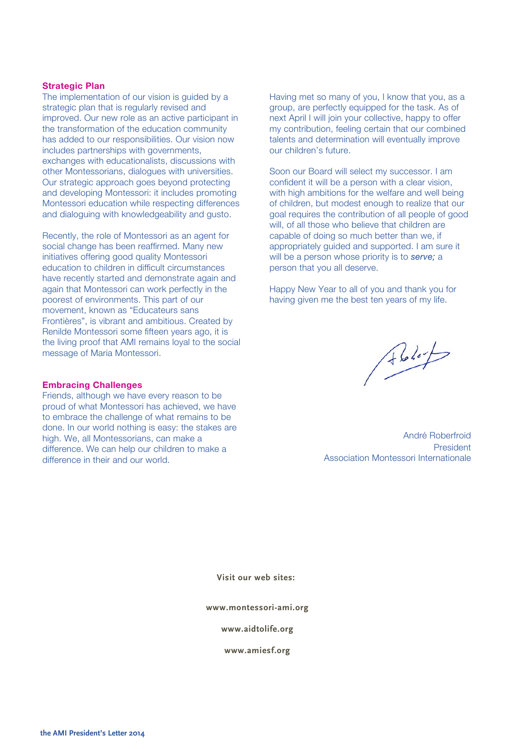## Strategic Plan

The implementation of our vision is guided by a strategic plan that is regularly revised and improved. Our new role as an active participant in the transformation of the education community has added to our responsibilities. Our vision now includes partnerships with governments, exchanges with educationalists, discussions with other Montessorians, dialogues with universities. Our strategic approach goes beyond protecting and developing Montessori: it includes promoting Montessori education while respecting differences and dialoguing with knowledgeability and gusto.

Recently, the role of Montessori as an agent for social change has been reaffirmed. Many new initiatives offering good quality Montessori education to children in difficult circumstances have recently started and demonstrate again and again that Montessori can work perfectly in the poorest of environments. This part of our movement, known as "Educateurs sans Frontières", is vibrant and ambitious. Created by Renilde Montessori some fifteen years ago, it is the living proof that AMI remains loyal to the social message of Maria Montessori.

## Embracing Challenges

Friends, although we have every reason to be proud of what Montessori has achieved, we have to embrace the challenge of what remains to be done. In our world nothing is easy: the stakes are high. We, all Montessorians, can make a difference. We can help our children to make a difference in their and our world.

Having met so many of you, I know that you, as a group, are perfectly equipped for the task. As of next April I will join your collective, happy to offer my contribution, feeling certain that our combined talents and determination will eventually improve our children's future.

Soon our Board will select my successor. I am confident it will be a person with a clear vision, with high ambitions for the welfare and well being of children, but modest enough to realize that our goal requires the contribution of all people of good will, of all those who believe that children are capable of doing so much better than we, if appropriately guided and supported. I am sure it will be a person whose priority is to ***serve;*** a person that you all deserve.

Happy New Year to all of you and thank you for having given me the best ten years of my life.

André Roberfroid
President
Association Montessori Internationale

**Visit our web sites:**

**www.montessori-ami.org**

**www.aidtolife.org**

**www.amiesf.org**